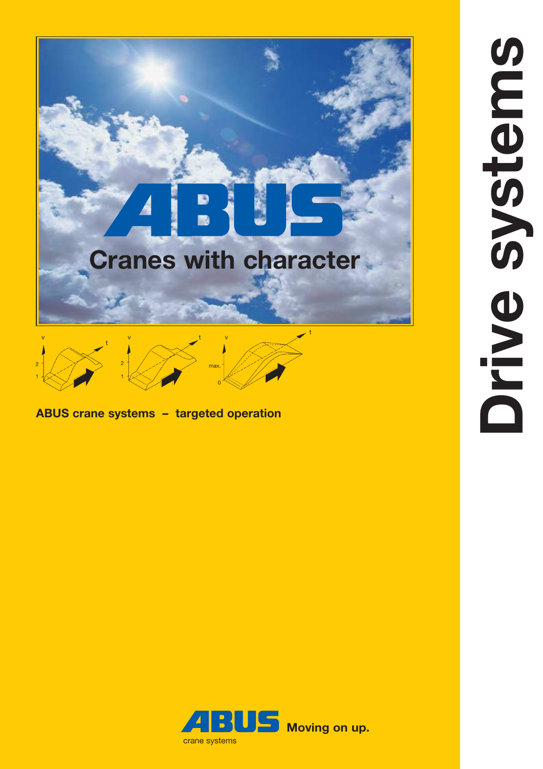# Drive systems

**ABUS**

**Cranes with character**

**ABUS crane systems – targeted operation**

**ABUS** crane systems **Moving on up.**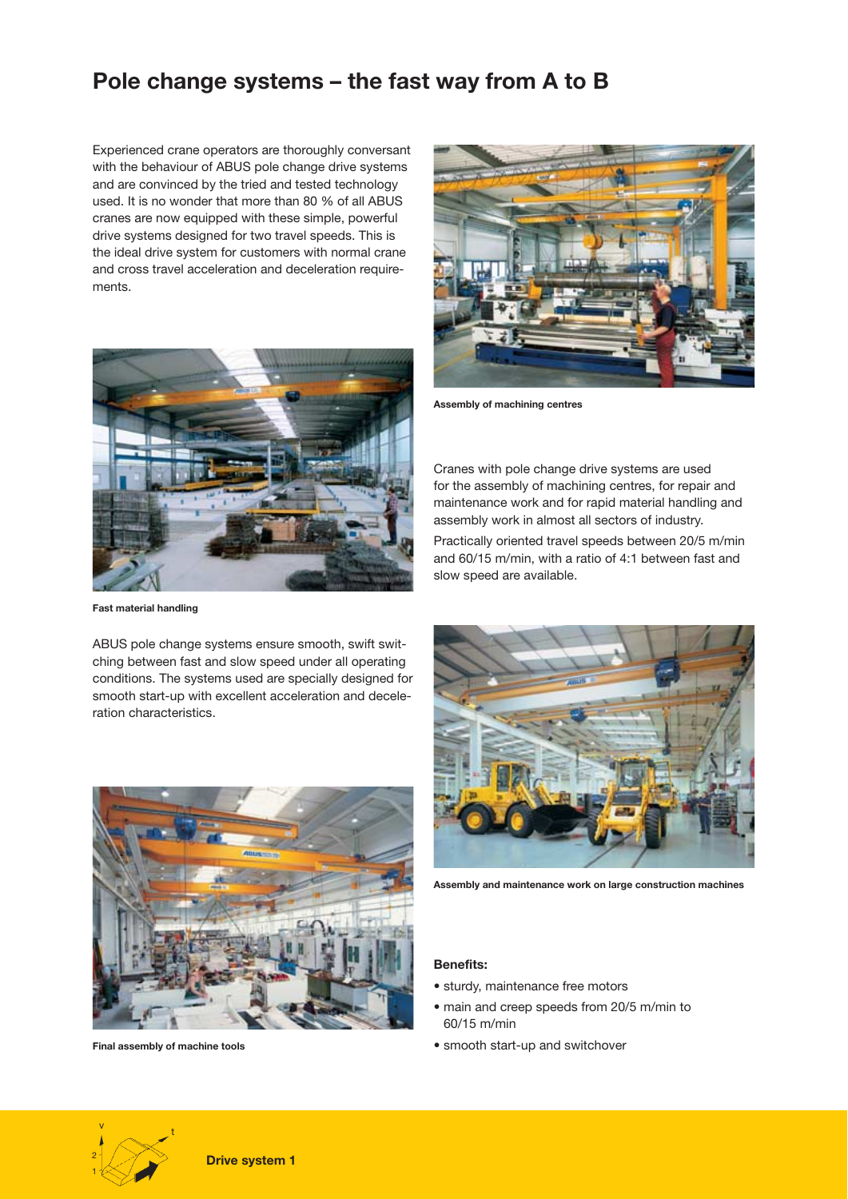# Pole change systems – the fast way from A to B

Experienced crane operators are thoroughly conversant with the behaviour of ABUS pole change drive systems and are convinced by the tried and tested technology used. It is no wonder that more than 80 % of all ABUS cranes are now equipped with these simple, powerful drive systems designed for two travel speeds. This is the ideal drive system for customers with normal crane and cross travel acceleration and deceleration requirements.

**Assembly of machining centres**

Cranes with pole change drive systems are used for the assembly of machining centres, for repair and maintenance work and for rapid material handling and assembly work in almost all sectors of industry.

Practically oriented travel speeds between 20/5 m/min and 60/15 m/min, with a ratio of 4:1 between fast and slow speed are available.

**Fast material handling**

ABUS pole change systems ensure smooth, swift switching between fast and slow speed under all operating conditions. The systems used are specially designed for smooth start-up with excellent acceleration and deceleration characteristics.

**Assembly and maintenance work on large construction machines**

**Final assembly of machine tools**

**Benefits:**

- sturdy, maintenance free motors
- main and creep speeds from 20/5 m/min to 60/15 m/min
- smooth start-up and switchover

**Drive system 1**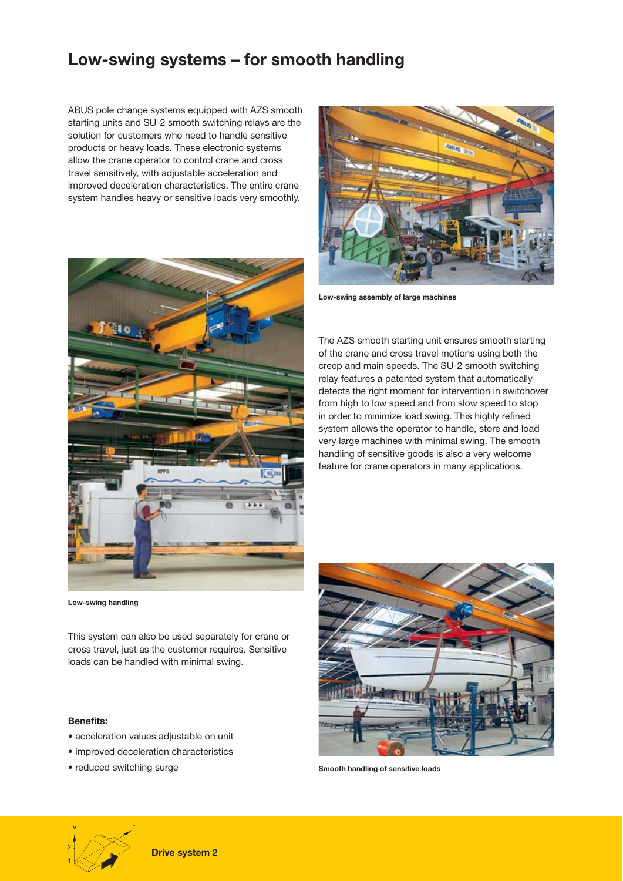# Low-swing systems – for smooth handling

ABUS pole change systems equipped with AZS smooth starting units and SU-2 smooth switching relays are the solution for customers who need to handle sensitive products or heavy loads. These electronic systems allow the crane operator to control crane and cross travel sensitively, with adjustable acceleration and improved deceleration characteristics. The entire crane system handles heavy or sensitive loads very smoothly.

**Low-swing assembly of large machines**

The AZS smooth starting unit ensures smooth starting of the crane and cross travel motions using both the creep and main speeds. The SU-2 smooth switching relay features a patented system that automatically detects the right moment for intervention in switchover from high to low speed and from slow speed to stop in order to minimize load swing. This highly refined system allows the operator to handle, store and load very large machines with minimal swing. The smooth handling of sensitive goods is also a very welcome feature for crane operators in many applications.

**Low-swing handling**

This system can also be used separately for crane or cross travel, just as the customer requires. Sensitive loads can be handled with minimal swing.

**Benefits:**

- acceleration values adjustable on unit
- improved deceleration characteristics
- reduced switching surge

**Smooth handling of sensitive loads**

**Drive system 2**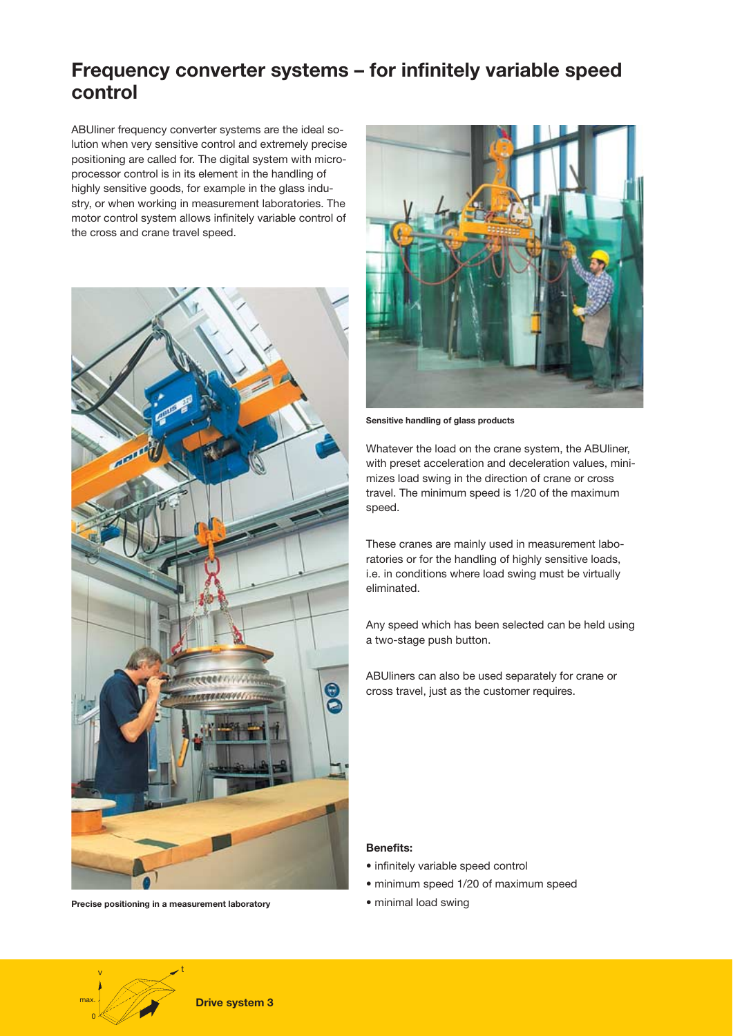# Frequency converter systems – for infinitely variable speed control

ABUliner frequency converter systems are the ideal solution when very sensitive control and extremely precise positioning are called for. The digital system with microprocessor control is in its element in the handling of highly sensitive goods, for example in the glass industry, or when working in measurement laboratories. The motor control system allows infinitely variable control of the cross and crane travel speed.

**Precise positioning in a measurement laboratory**

**Sensitive handling of glass products**

Whatever the load on the crane system, the ABUliner, with preset acceleration and deceleration values, minimizes load swing in the direction of crane or cross travel. The minimum speed is 1/20 of the maximum speed.

These cranes are mainly used in measurement laboratories or for the handling of highly sensitive loads, i.e. in conditions where load swing must be virtually eliminated.

Any speed which has been selected can be held using a two-stage push button.

ABUliners can also be used separately for crane or cross travel, just as the customer requires.

**Benefits:**

- infinitely variable speed control
- minimum speed 1/20 of maximum speed
- minimal load swing

**Drive system 3**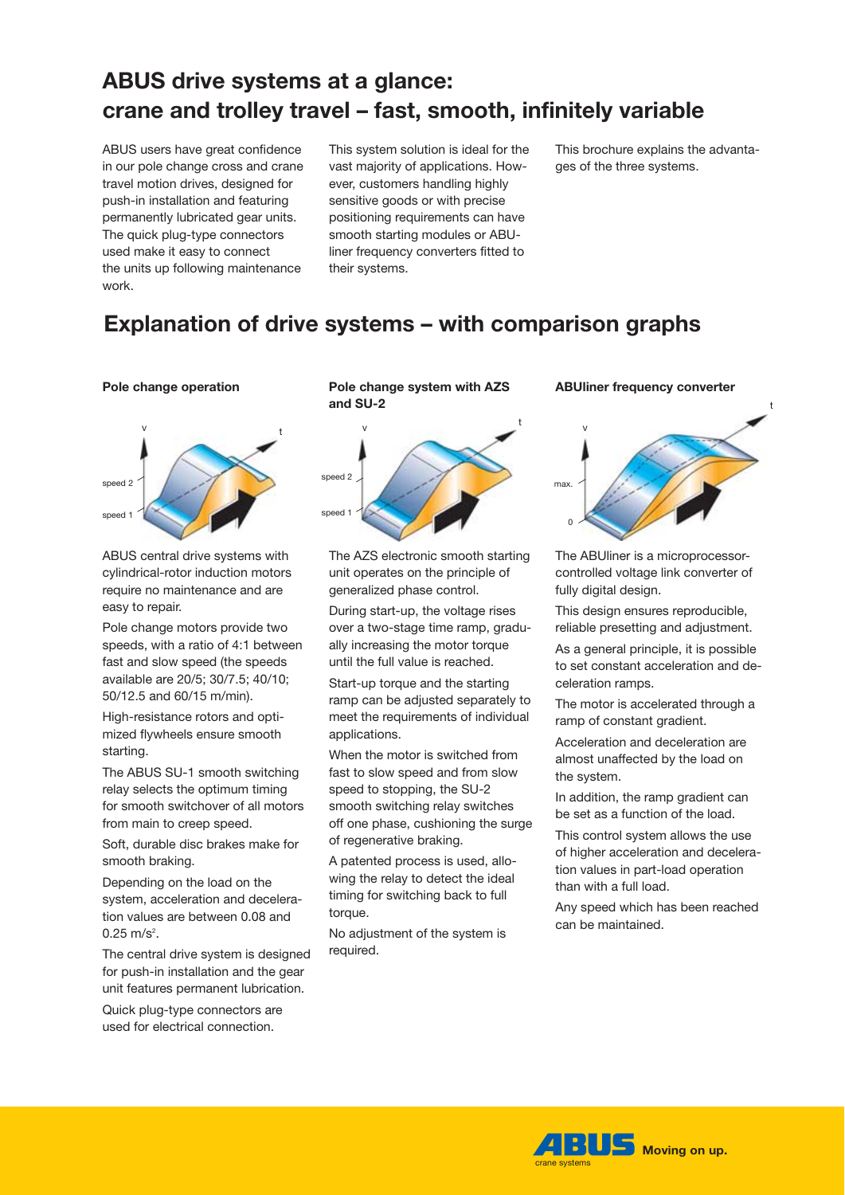# ABUS drive systems at a glance: crane and trolley travel – fast, smooth, infinitely variable

ABUS users have great confidence in our pole change cross and crane travel motion drives, designed for push-in installation and featuring permanently lubricated gear units. The quick plug-type connectors used make it easy to connect the units up following maintenance work.

This system solution is ideal for the vast majority of applications. However, customers handling highly sensitive goods or with precise positioning requirements can have smooth starting modules or ABUliner frequency converters fitted to their systems.

This brochure explains the advantages of the three systems.

## Explanation of drive systems – with comparison graphs

### Pole change operation

ABUS central drive systems with cylindrical-rotor induction motors require no maintenance and are easy to repair.

Pole change motors provide two speeds, with a ratio of 4:1 between fast and slow speed (the speeds available are 20/5; 30/7.5; 40/10; 50/12.5 and 60/15 m/min).

High-resistance rotors and optimized flywheels ensure smooth starting.

The ABUS SU-1 smooth switching relay selects the optimum timing for smooth switchover of all motors from main to creep speed.

Soft, durable disc brakes make for smooth braking.

Depending on the load on the system, acceleration and deceleration values are between 0.08 and 0.25 m/s$^2$.

The central drive system is designed for push-in installation and the gear unit features permanent lubrication.

Quick plug-type connectors are used for electrical connection.

### Pole change system with AZS and SU-2

The AZS electronic smooth starting unit operates on the principle of generalized phase control.

During start-up, the voltage rises over a two-stage time ramp, gradually increasing the motor torque until the full value is reached.

Start-up torque and the starting ramp can be adjusted separately to meet the requirements of individual applications.

When the motor is switched from fast to slow speed and from slow speed to stopping, the SU-2 smooth switching relay switches off one phase, cushioning the surge of regenerative braking.

A patented process is used, allowing the relay to detect the ideal timing for switching back to full torque.

No adjustment of the system is required.

### ABUliner frequency converter

The ABUliner is a microprocessor-controlled voltage link converter of fully digital design.

This design ensures reproducible, reliable presetting and adjustment.

As a general principle, it is possible to set constant acceleration and deceleration ramps.

The motor is accelerated through a ramp of constant gradient.

Acceleration and deceleration are almost unaffected by the load on the system.

In addition, the ramp gradient can be set as a function of the load.

This control system allows the use of higher acceleration and deceleration values in part-load operation than with a full load.

Any speed which has been reached can be maintained.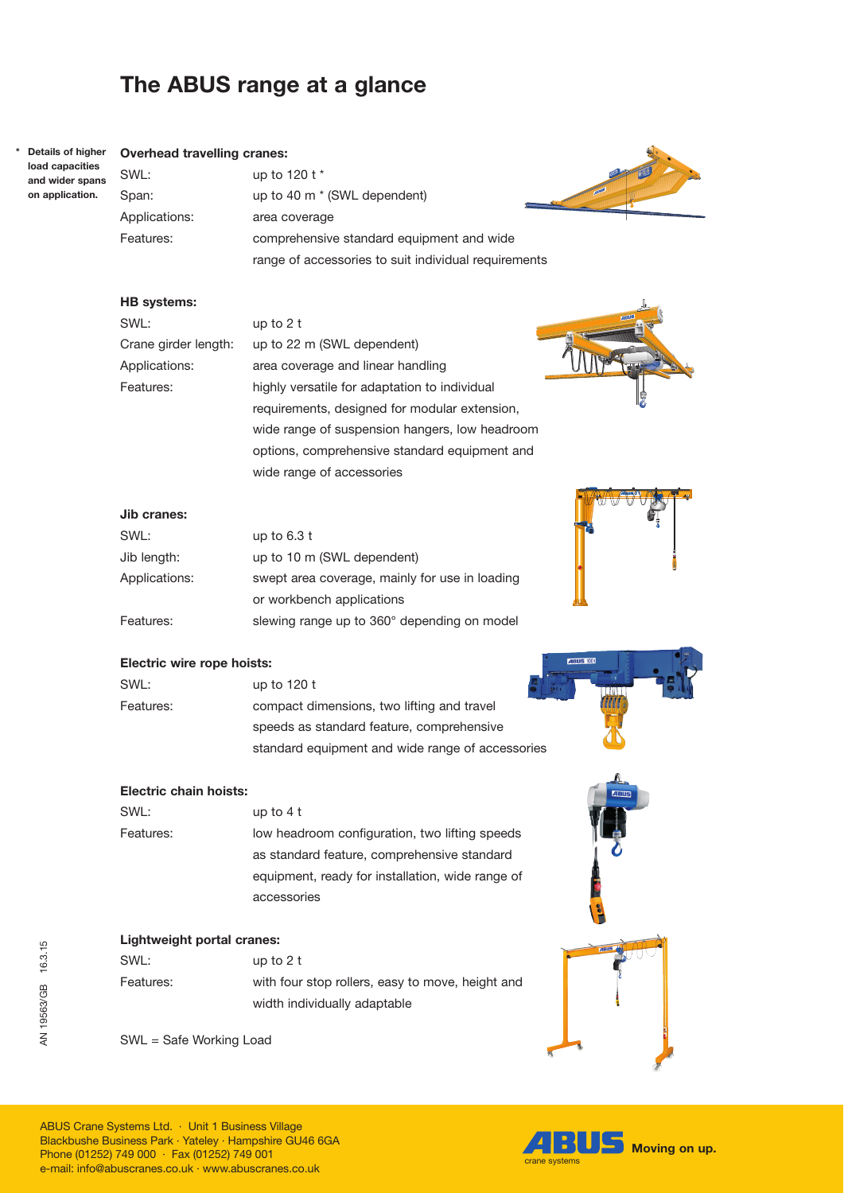# The ABUS range at a glance

\* Details of higher load capacities and wider spans on application.

### Overhead travelling cranes:

| | |
|---|---|
| SWL: | up to 120 t * |
| Span: | up to 40 m * (SWL dependent) |
| Applications: | area coverage |
| Features: | comprehensive standard equipment and wide range of accessories to suit individual requirements |

### HB systems:

| | |
|---|---|
| SWL: | up to 2 t |
| Crane girder length: | up to 22 m (SWL dependent) |
| Applications: | area coverage and linear handling |
| Features: | highly versatile for adaptation to individual requirements, designed for modular extension, wide range of suspension hangers, low headroom options, comprehensive standard equipment and wide range of accessories |

### Jib cranes:

| | |
|---|---|
| SWL: | up to 6.3 t |
| Jib length: | up to 10 m (SWL dependent) |
| Applications: | swept area coverage, mainly for use in loading or workbench applications |
| Features: | slewing range up to 360° depending on model |

### Electric wire rope hoists:

| | |
|---|---|
| SWL: | up to 120 t |
| Features: | compact dimensions, two lifting and travel speeds as standard feature, comprehensive standard equipment and wide range of accessories |

### Electric chain hoists:

| | |
|---|---|
| SWL: | up to 4 t |
| Features: | low headroom configuration, two lifting speeds as standard feature, comprehensive standard equipment, ready for installation, wide range of accessories |

### Lightweight portal cranes:

| | |
|---|---|
| SWL: | up to 2 t |
| Features: | with four stop rollers, easy to move, height and width individually adaptable |

SWL = Safe Working Load

AN 19563/GB 16.3.15

ABUS Crane Systems Ltd. · Unit 1 Business Village
Blackbushe Business Park · Yateley · Hampshire GU46 6GA
Phone (01252) 749 000 · Fax (01252) 749 001
e-mail: info@abuscranes.co.uk · www.abuscranes.co.uk

ABUS crane systems **Moving on up.**